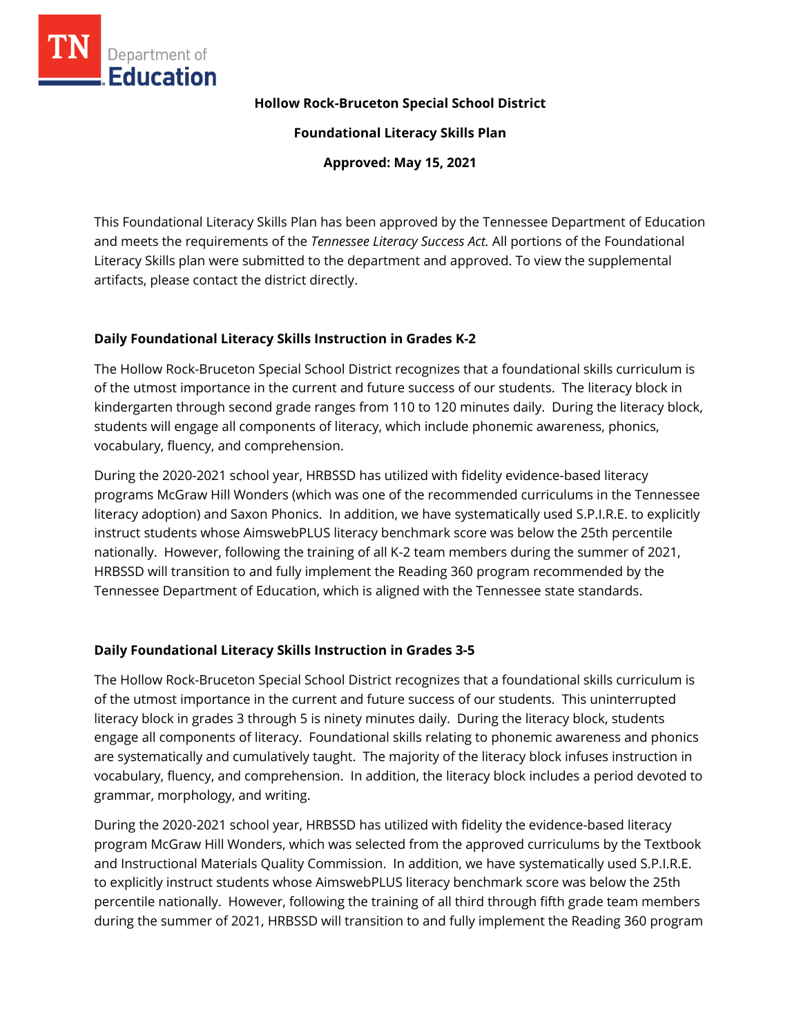**Hollow Rock-Bruceton Special School District**

**Foundational Literacy Skills Plan**

**Approved: May 15, 2021**

This Foundational Literacy Skills Plan has been approved by the Tennessee Department of Education and meets the requirements of the *Tennessee Literacy Success Act.* All portions of the Foundational Literacy Skills plan were submitted to the department and approved. To view the supplemental artifacts, please contact the district directly.

## Daily Foundational Literacy Skills Instruction in Grades K-2

The Hollow Rock-Bruceton Special School District recognizes that a foundational skills curriculum is of the utmost importance in the current and future success of our students. The literacy block in kindergarten through second grade ranges from 110 to 120 minutes daily. During the literacy block, students will engage all components of literacy, which include phonemic awareness, phonics, vocabulary, fluency, and comprehension.

During the 2020-2021 school year, HRBSSD has utilized with fidelity evidence-based literacy programs McGraw Hill Wonders (which was one of the recommended curriculums in the Tennessee literacy adoption) and Saxon Phonics. In addition, we have systematically used S.P.I.R.E. to explicitly instruct students whose AimswebPLUS literacy benchmark score was below the 25th percentile nationally. However, following the training of all K-2 team members during the summer of 2021, HRBSSD will transition to and fully implement the Reading 360 program recommended by the Tennessee Department of Education, which is aligned with the Tennessee state standards.

## Daily Foundational Literacy Skills Instruction in Grades 3-5

The Hollow Rock-Bruceton Special School District recognizes that a foundational skills curriculum is of the utmost importance in the current and future success of our students. This uninterrupted literacy block in grades 3 through 5 is ninety minutes daily. During the literacy block, students engage all components of literacy. Foundational skills relating to phonemic awareness and phonics are systematically and cumulatively taught. The majority of the literacy block infuses instruction in vocabulary, fluency, and comprehension. In addition, the literacy block includes a period devoted to grammar, morphology, and writing.

During the 2020-2021 school year, HRBSSD has utilized with fidelity the evidence-based literacy program McGraw Hill Wonders, which was selected from the approved curriculums by the Textbook and Instructional Materials Quality Commission. In addition, we have systematically used S.P.I.R.E. to explicitly instruct students whose AimswebPLUS literacy benchmark score was below the 25th percentile nationally. However, following the training of all third through fifth grade team members during the summer of 2021, HRBSSD will transition to and fully implement the Reading 360 program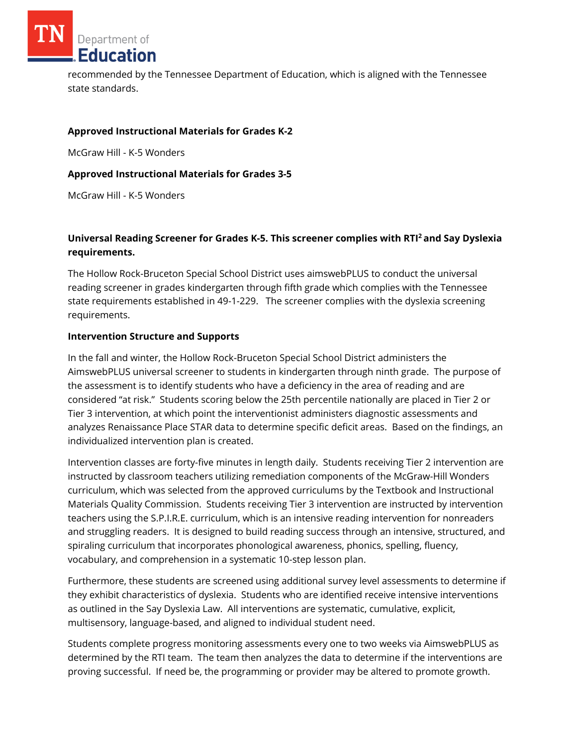recommended by the Tennessee Department of Education, which is aligned with the Tennessee state standards.

**Approved Instructional Materials for Grades K-2**

McGraw Hill - K-5 Wonders

**Approved Instructional Materials for Grades 3-5**

McGraw Hill - K-5 Wonders

**Universal Reading Screener for Grades K-5. This screener complies with RTI² and Say Dyslexia requirements.**

The Hollow Rock-Bruceton Special School District uses aimswebPLUS to conduct the universal reading screener in grades kindergarten through fifth grade which complies with the Tennessee state requirements established in 49-1-229. The screener complies with the dyslexia screening requirements.

**Intervention Structure and Supports**

In the fall and winter, the Hollow Rock-Bruceton Special School District administers the AimswebPLUS universal screener to students in kindergarten through ninth grade. The purpose of the assessment is to identify students who have a deficiency in the area of reading and are considered "at risk." Students scoring below the 25th percentile nationally are placed in Tier 2 or Tier 3 intervention, at which point the interventionist administers diagnostic assessments and analyzes Renaissance Place STAR data to determine specific deficit areas. Based on the findings, an individualized intervention plan is created.

Intervention classes are forty-five minutes in length daily. Students receiving Tier 2 intervention are instructed by classroom teachers utilizing remediation components of the McGraw-Hill Wonders curriculum, which was selected from the approved curriculums by the Textbook and Instructional Materials Quality Commission. Students receiving Tier 3 intervention are instructed by intervention teachers using the S.P.I.R.E. curriculum, which is an intensive reading intervention for nonreaders and struggling readers. It is designed to build reading success through an intensive, structured, and spiraling curriculum that incorporates phonological awareness, phonics, spelling, fluency, vocabulary, and comprehension in a systematic 10-step lesson plan.

Furthermore, these students are screened using additional survey level assessments to determine if they exhibit characteristics of dyslexia. Students who are identified receive intensive interventions as outlined in the Say Dyslexia Law. All interventions are systematic, cumulative, explicit, multisensory, language-based, and aligned to individual student need.

Students complete progress monitoring assessments every one to two weeks via AimswebPLUS as determined by the RTI team. The team then analyzes the data to determine if the interventions are proving successful. If need be, the programming or provider may be altered to promote growth.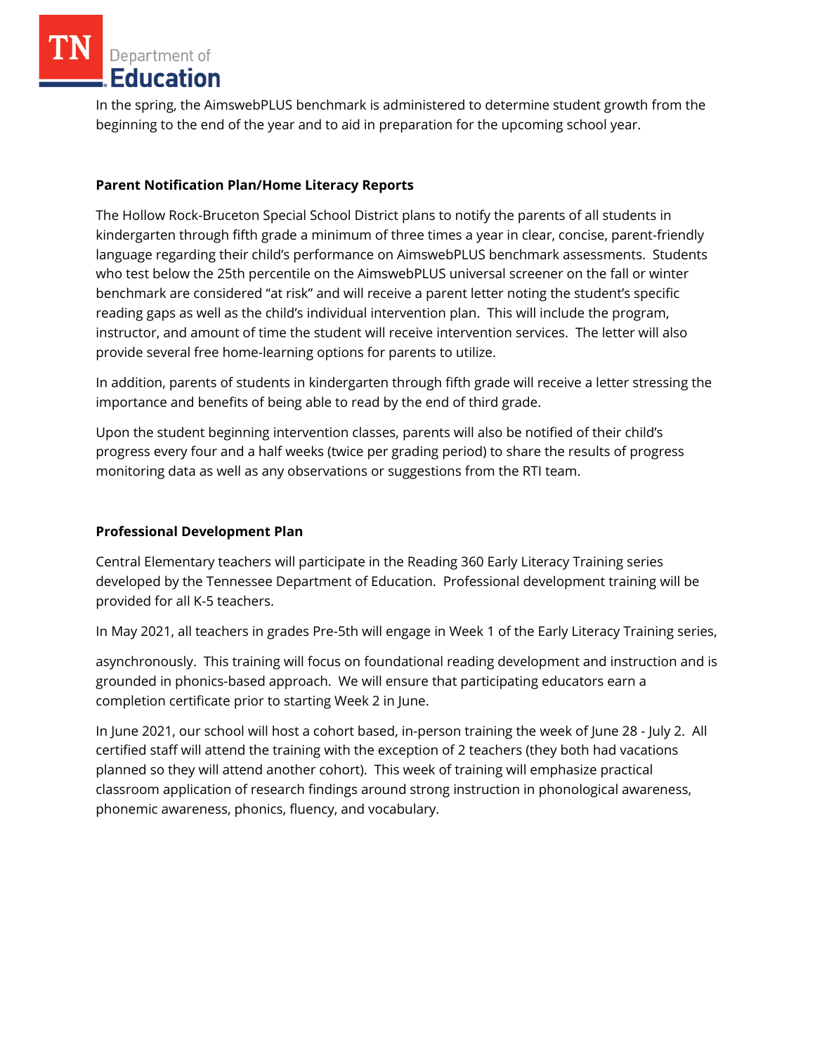In the spring, the AimswebPLUS benchmark is administered to determine student growth from the beginning to the end of the year and to aid in preparation for the upcoming school year.

**Parent Notification Plan/Home Literacy Reports**

The Hollow Rock-Bruceton Special School District plans to notify the parents of all students in kindergarten through fifth grade a minimum of three times a year in clear, concise, parent-friendly language regarding their child's performance on AimswebPLUS benchmark assessments. Students who test below the 25th percentile on the AimswebPLUS universal screener on the fall or winter benchmark are considered "at risk" and will receive a parent letter noting the student's specific reading gaps as well as the child's individual intervention plan. This will include the program, instructor, and amount of time the student will receive intervention services. The letter will also provide several free home-learning options for parents to utilize.

In addition, parents of students in kindergarten through fifth grade will receive a letter stressing the importance and benefits of being able to read by the end of third grade.

Upon the student beginning intervention classes, parents will also be notified of their child's progress every four and a half weeks (twice per grading period) to share the results of progress monitoring data as well as any observations or suggestions from the RTI team.

**Professional Development Plan**

Central Elementary teachers will participate in the Reading 360 Early Literacy Training series developed by the Tennessee Department of Education. Professional development training will be provided for all K-5 teachers.

In May 2021, all teachers in grades Pre-5th will engage in Week 1 of the Early Literacy Training series,

asynchronously. This training will focus on foundational reading development and instruction and is grounded in phonics-based approach. We will ensure that participating educators earn a completion certificate prior to starting Week 2 in June.

In June 2021, our school will host a cohort based, in-person training the week of June 28 - July 2. All certified staff will attend the training with the exception of 2 teachers (they both had vacations planned so they will attend another cohort). This week of training will emphasize practical classroom application of research findings around strong instruction in phonological awareness, phonemic awareness, phonics, fluency, and vocabulary.